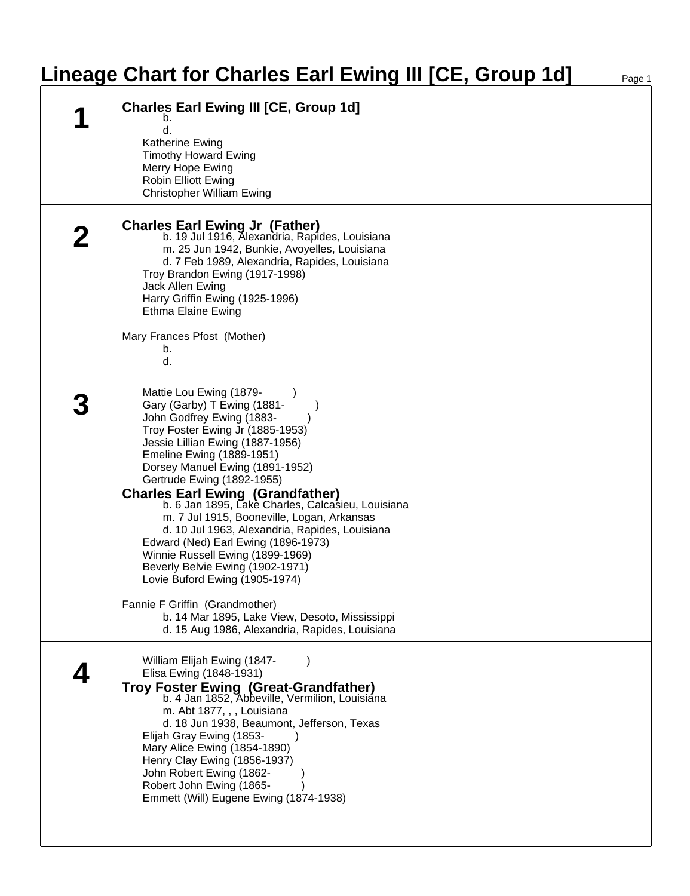# Lineage Chart for Charles Earl Ewing III [CE, Group 1d]

## 1

**Charles Earl Ewing III [CE, Group 1d]**
b.
d.
Katherine Ewing
Timothy Howard Ewing
Merry Hope Ewing
Robin Elliott Ewing
Christopher William Ewing

## 2

**Charles Earl Ewing Jr (Father)**
b. 19 Jul 1916, Alexandria, Rapides, Louisiana
m. 25 Jun 1942, Bunkie, Avoyelles, Louisiana
d. 7 Feb 1989, Alexandria, Rapides, Louisiana
Troy Brandon Ewing (1917-1998)
Jack Allen Ewing
Harry Griffin Ewing (1925-1996)
Ethma Elaine Ewing

Mary Frances Pfost (Mother)
b.
d.

## 3

Mattie Lou Ewing (1879- )
Gary (Garby) T Ewing (1881- )
John Godfrey Ewing (1883- )
Troy Foster Ewing Jr (1885-1953)
Jessie Lillian Ewing (1887-1956)
Emeline Ewing (1889-1951)
Dorsey Manuel Ewing (1891-1952)
Gertrude Ewing (1892-1955)

**Charles Earl Ewing (Grandfather)**
b. 6 Jan 1895, Lake Charles, Calcasieu, Louisiana
m. 7 Jul 1915, Booneville, Logan, Arkansas
d. 10 Jul 1963, Alexandria, Rapides, Louisiana
Edward (Ned) Earl Ewing (1896-1973)
Winnie Russell Ewing (1899-1969)
Beverly Belvie Ewing (1902-1971)
Lovie Buford Ewing (1905-1974)

Fannie F Griffin (Grandmother)
b. 14 Mar 1895, Lake View, Desoto, Mississippi
d. 15 Aug 1986, Alexandria, Rapides, Louisiana

## 4

William Elijah Ewing (1847- )
Elisa Ewing (1848-1931)

**Troy Foster Ewing (Great-Grandfather)**
b. 4 Jan 1852, Abbeville, Vermilion, Louisiana
m. Abt 1877, , , Louisiana
d. 18 Jun 1938, Beaumont, Jefferson, Texas
Elijah Gray Ewing (1853- )
Mary Alice Ewing (1854-1890)
Henry Clay Ewing (1856-1937)
John Robert Ewing (1862- )
Robert John Ewing (1865- )
Emmett (Will) Eugene Ewing (1874-1938)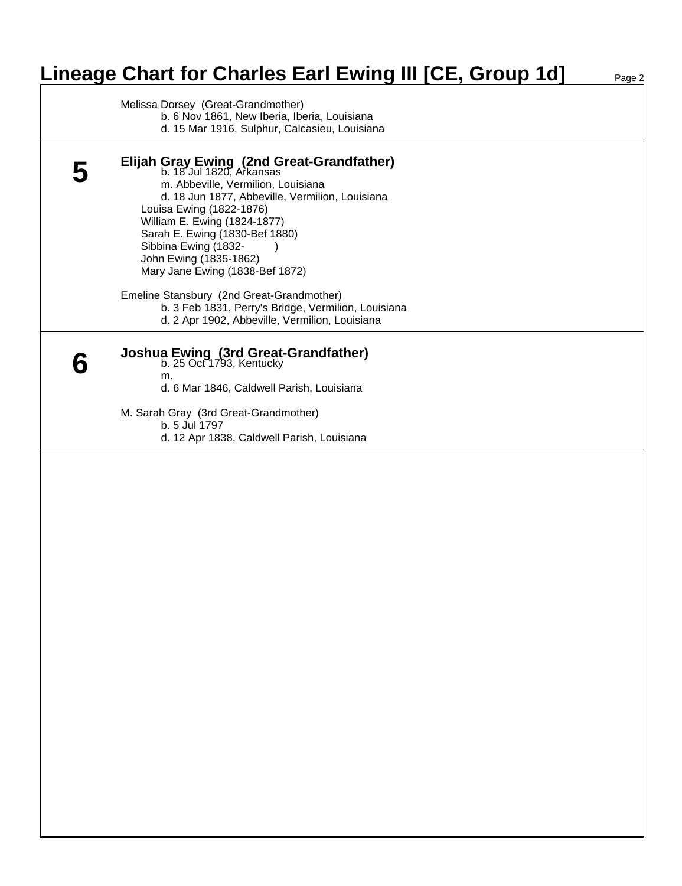# Lineage Chart for Charles Earl Ewing III [CE, Group 1d]

Melissa Dorsey (Great-Grandmother)
b. 6 Nov 1861, New Iberia, Iberia, Louisiana
d. 15 Mar 1916, Sulphur, Calcasieu, Louisiana

---

**5**

**Elijah Gray Ewing (2nd Great-Grandfather)**
b. 18 Jul 1820, Arkansas
m. Abbeville, Vermilion, Louisiana
d. 18 Jun 1877, Abbeville, Vermilion, Louisiana

Louisa Ewing (1822-1876)
William E. Ewing (1824-1877)
Sarah E. Ewing (1830-Bef 1880)
Sibbina Ewing (1832- )
John Ewing (1835-1862)
Mary Jane Ewing (1838-Bef 1872)

Emeline Stansbury (2nd Great-Grandmother)
b. 3 Feb 1831, Perry's Bridge, Vermilion, Louisiana
d. 2 Apr 1902, Abbeville, Vermilion, Louisiana

---

**6**

**Joshua Ewing (3rd Great-Grandfather)**
b. 25 Oct 1793, Kentucky
m.
d. 6 Mar 1846, Caldwell Parish, Louisiana

M. Sarah Gray (3rd Great-Grandmother)
b. 5 Jul 1797
d. 12 Apr 1838, Caldwell Parish, Louisiana